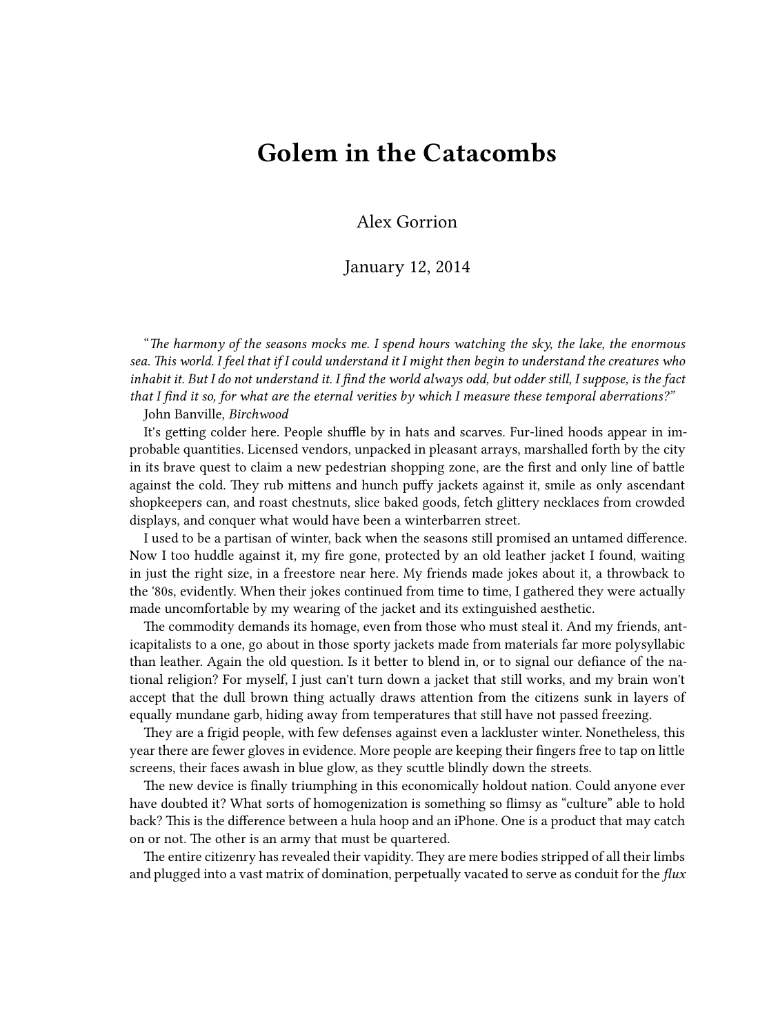# Golem in the Catacombs

Alex Gorrion

January 12, 2014

"*The harmony of the seasons mocks me. I spend hours watching the sky, the lake, the enormous sea. This world. I feel that if I could understand it I might then begin to understand the creatures who inhabit it. But I do not understand it. I find the world always odd, but odder still, I suppose, is the fact that I find it so, for what are the eternal verities by which I measure these temporal aberrations?*"

John Banville, *Birchwood*

It's getting colder here. People shuffle by in hats and scarves. Fur-lined hoods appear in improbable quantities. Licensed vendors, unpacked in pleasant arrays, marshalled forth by the city in its brave quest to claim a new pedestrian shopping zone, are the first and only line of battle against the cold. They rub mittens and hunch puffy jackets against it, smile as only ascendant shopkeepers can, and roast chestnuts, slice baked goods, fetch glittery necklaces from crowded displays, and conquer what would have been a winterbarren street.

I used to be a partisan of winter, back when the seasons still promised an untamed difference. Now I too huddle against it, my fire gone, protected by an old leather jacket I found, waiting in just the right size, in a freestore near here. My friends made jokes about it, a throwback to the '80s, evidently. When their jokes continued from time to time, I gathered they were actually made uncomfortable by my wearing of the jacket and its extinguished aesthetic.

The commodity demands its homage, even from those who must steal it. And my friends, anticapitalists to a one, go about in those sporty jackets made from materials far more polysyllabic than leather. Again the old question. Is it better to blend in, or to signal our defiance of the national religion? For myself, I just can't turn down a jacket that still works, and my brain won't accept that the dull brown thing actually draws attention from the citizens sunk in layers of equally mundane garb, hiding away from temperatures that still have not passed freezing.

They are a frigid people, with few defenses against even a lackluster winter. Nonetheless, this year there are fewer gloves in evidence. More people are keeping their fingers free to tap on little screens, their faces awash in blue glow, as they scuttle blindly down the streets.

The new device is finally triumphing in this economically holdout nation. Could anyone ever have doubted it? What sorts of homogenization is something so flimsy as "culture" able to hold back? This is the difference between a hula hoop and an iPhone. One is a product that may catch on or not. The other is an army that must be quartered.

The entire citizenry has revealed their vapidity. They are mere bodies stripped of all their limbs and plugged into a vast matrix of domination, perpetually vacated to serve as conduit for the *flux*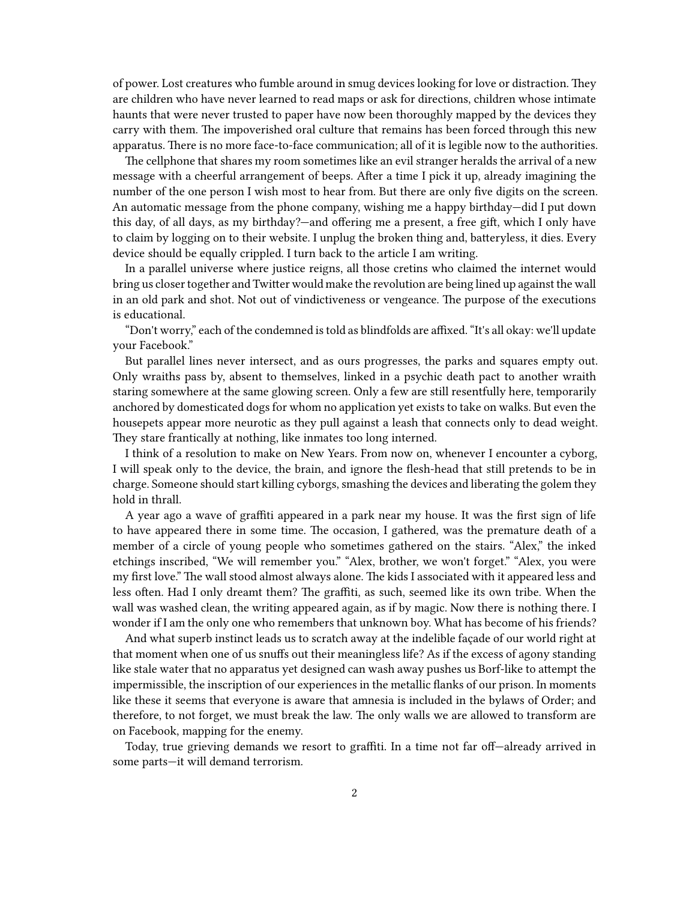of power. Lost creatures who fumble around in smug devices looking for love or distraction. They are children who have never learned to read maps or ask for directions, children whose intimate haunts that were never trusted to paper have now been thoroughly mapped by the devices they carry with them. The impoverished oral culture that remains has been forced through this new apparatus. There is no more face-to-face communication; all of it is legible now to the authorities.

The cellphone that shares my room sometimes like an evil stranger heralds the arrival of a new message with a cheerful arrangement of beeps. After a time I pick it up, already imagining the number of the one person I wish most to hear from. But there are only five digits on the screen. An automatic message from the phone company, wishing me a happy birthday—did I put down this day, of all days, as my birthday?—and offering me a present, a free gift, which I only have to claim by logging on to their website. I unplug the broken thing and, batteryless, it dies. Every device should be equally crippled. I turn back to the article I am writing.

In a parallel universe where justice reigns, all those cretins who claimed the internet would bring us closer together and Twitter would make the revolution are being lined up against the wall in an old park and shot. Not out of vindictiveness or vengeance. The purpose of the executions is educational.

"Don't worry," each of the condemned is told as blindfolds are affixed. "It's all okay: we'll update your Facebook."

But parallel lines never intersect, and as ours progresses, the parks and squares empty out. Only wraiths pass by, absent to themselves, linked in a psychic death pact to another wraith staring somewhere at the same glowing screen. Only a few are still resentfully here, temporarily anchored by domesticated dogs for whom no application yet exists to take on walks. But even the housepets appear more neurotic as they pull against a leash that connects only to dead weight. They stare frantically at nothing, like inmates too long interned.

I think of a resolution to make on New Years. From now on, whenever I encounter a cyborg, I will speak only to the device, the brain, and ignore the flesh-head that still pretends to be in charge. Someone should start killing cyborgs, smashing the devices and liberating the golem they hold in thrall.

A year ago a wave of graffiti appeared in a park near my house. It was the first sign of life to have appeared there in some time. The occasion, I gathered, was the premature death of a member of a circle of young people who sometimes gathered on the stairs. "Alex," the inked etchings inscribed, "We will remember you." "Alex, brother, we won't forget." "Alex, you were my first love." The wall stood almost always alone. The kids I associated with it appeared less and less often. Had I only dreamt them? The graffiti, as such, seemed like its own tribe. When the wall was washed clean, the writing appeared again, as if by magic. Now there is nothing there. I wonder if I am the only one who remembers that unknown boy. What has become of his friends?

And what superb instinct leads us to scratch away at the indelible façade of our world right at that moment when one of us snuffs out their meaningless life? As if the excess of agony standing like stale water that no apparatus yet designed can wash away pushes us Borf-like to attempt the impermissible, the inscription of our experiences in the metallic flanks of our prison. In moments like these it seems that everyone is aware that amnesia is included in the bylaws of Order; and therefore, to not forget, we must break the law. The only walls we are allowed to transform are on Facebook, mapping for the enemy.

Today, true grieving demands we resort to graffiti. In a time not far off—already arrived in some parts—it will demand terrorism.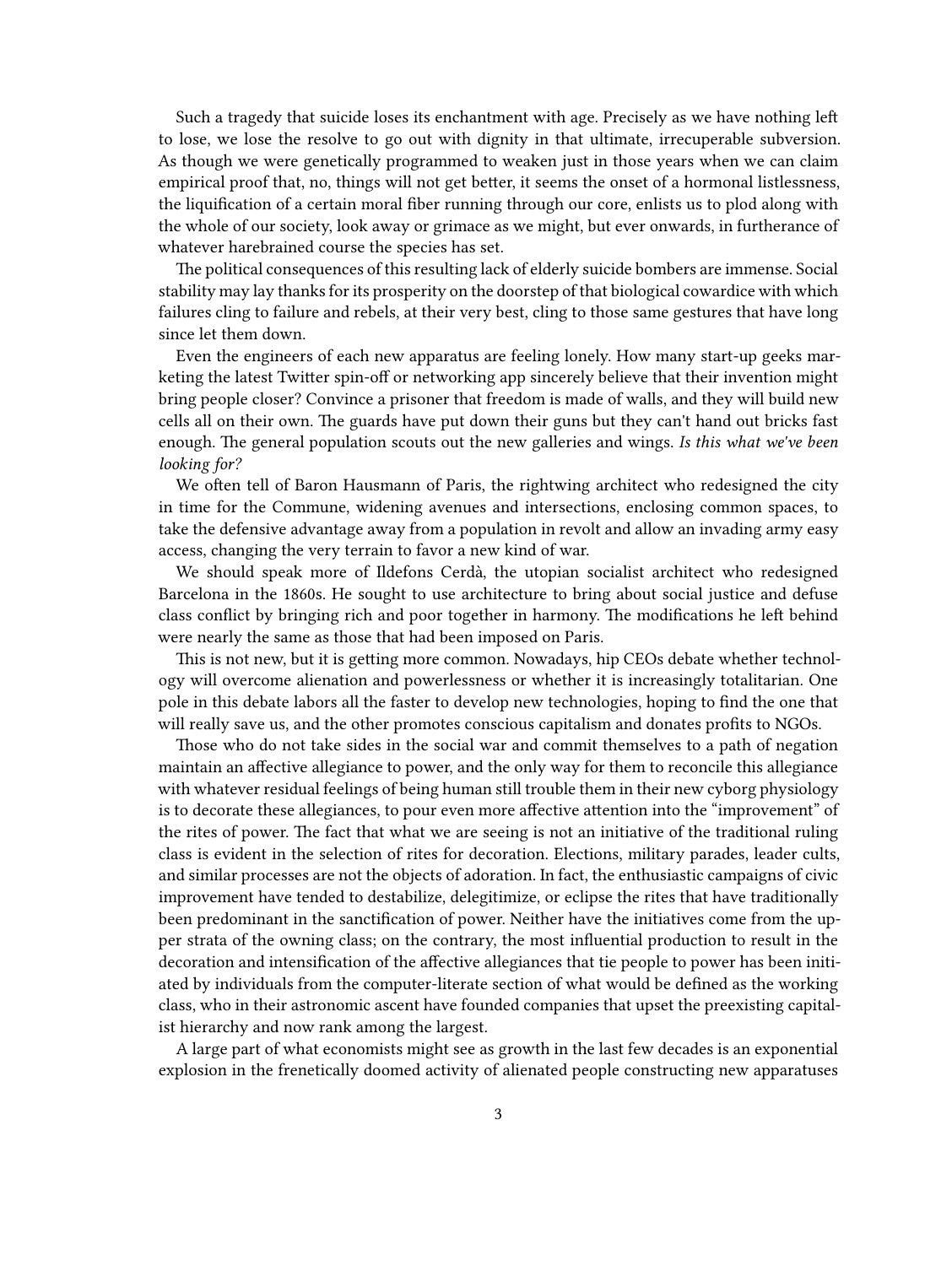Such a tragedy that suicide loses its enchantment with age. Precisely as we have nothing left to lose, we lose the resolve to go out with dignity in that ultimate, irrecuperable subversion. As though we were genetically programmed to weaken just in those years when we can claim empirical proof that, no, things will not get better, it seems the onset of a hormonal listlessness, the liquification of a certain moral fiber running through our core, enlists us to plod along with the whole of our society, look away or grimace as we might, but ever onwards, in furtherance of whatever harebrained course the species has set.

The political consequences of this resulting lack of elderly suicide bombers are immense. Social stability may lay thanks for its prosperity on the doorstep of that biological cowardice with which failures cling to failure and rebels, at their very best, cling to those same gestures that have long since let them down.

Even the engineers of each new apparatus are feeling lonely. How many start-up geeks marketing the latest Twitter spin-off or networking app sincerely believe that their invention might bring people closer? Convince a prisoner that freedom is made of walls, and they will build new cells all on their own. The guards have put down their guns but they can't hand out bricks fast enough. The general population scouts out the new galleries and wings. *Is this what we've been looking for?*

We often tell of Baron Hausmann of Paris, the rightwing architect who redesigned the city in time for the Commune, widening avenues and intersections, enclosing common spaces, to take the defensive advantage away from a population in revolt and allow an invading army easy access, changing the very terrain to favor a new kind of war.

We should speak more of Ildefons Cerdà, the utopian socialist architect who redesigned Barcelona in the 1860s. He sought to use architecture to bring about social justice and defuse class conflict by bringing rich and poor together in harmony. The modifications he left behind were nearly the same as those that had been imposed on Paris.

This is not new, but it is getting more common. Nowadays, hip CEOs debate whether technology will overcome alienation and powerlessness or whether it is increasingly totalitarian. One pole in this debate labors all the faster to develop new technologies, hoping to find the one that will really save us, and the other promotes conscious capitalism and donates profits to NGOs.

Those who do not take sides in the social war and commit themselves to a path of negation maintain an affective allegiance to power, and the only way for them to reconcile this allegiance with whatever residual feelings of being human still trouble them in their new cyborg physiology is to decorate these allegiances, to pour even more affective attention into the "improvement" of the rites of power. The fact that what we are seeing is not an initiative of the traditional ruling class is evident in the selection of rites for decoration. Elections, military parades, leader cults, and similar processes are not the objects of adoration. In fact, the enthusiastic campaigns of civic improvement have tended to destabilize, delegitimize, or eclipse the rites that have traditionally been predominant in the sanctification of power. Neither have the initiatives come from the upper strata of the owning class; on the contrary, the most influential production to result in the decoration and intensification of the affective allegiances that tie people to power has been initiated by individuals from the computer-literate section of what would be defined as the working class, who in their astronomic ascent have founded companies that upset the preexisting capitalist hierarchy and now rank among the largest.

A large part of what economists might see as growth in the last few decades is an exponential explosion in the frenetically doomed activity of alienated people constructing new apparatuses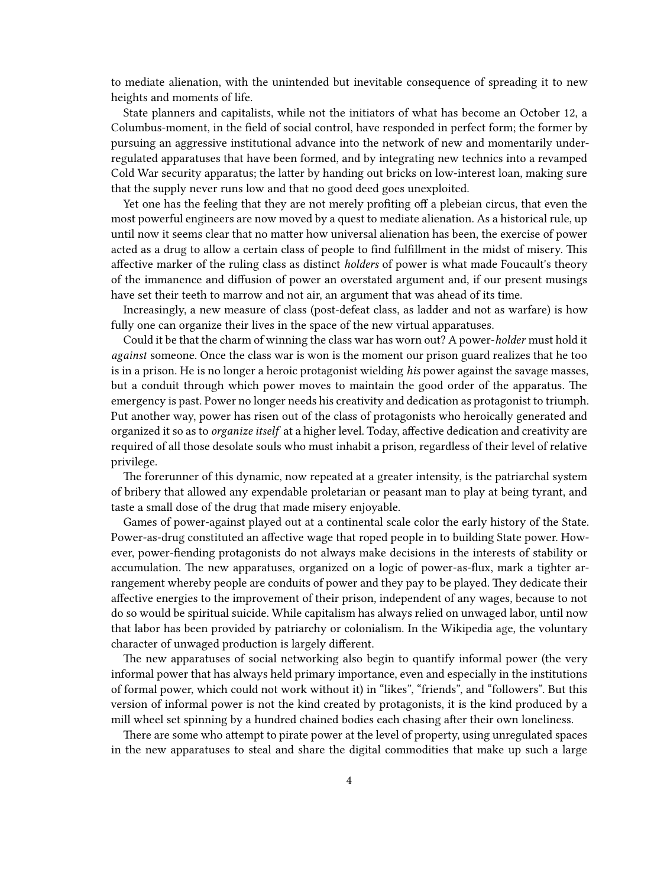to mediate alienation, with the unintended but inevitable consequence of spreading it to new heights and moments of life.

State planners and capitalists, while not the initiators of what has become an October 12, a Columbus-moment, in the field of social control, have responded in perfect form; the former by pursuing an aggressive institutional advance into the network of new and momentarily under-regulated apparatuses that have been formed, and by integrating new technics into a revamped Cold War security apparatus; the latter by handing out bricks on low-interest loan, making sure that the supply never runs low and that no good deed goes unexploited.

Yet one has the feeling that they are not merely profiting off a plebeian circus, that even the most powerful engineers are now moved by a quest to mediate alienation. As a historical rule, up until now it seems clear that no matter how universal alienation has been, the exercise of power acted as a drug to allow a certain class of people to find fulfillment in the midst of misery. This affective marker of the ruling class as distinct *holders* of power is what made Foucault's theory of the immanence and diffusion of power an overstated argument and, if our present musings have set their teeth to marrow and not air, an argument that was ahead of its time.

Increasingly, a new measure of class (post-defeat class, as ladder and not as warfare) is how fully one can organize their lives in the space of the new virtual apparatuses.

Could it be that the charm of winning the class war has worn out? A power-*holder* must hold it *against* someone. Once the class war is won is the moment our prison guard realizes that he too is in a prison. He is no longer a heroic protagonist wielding *his* power against the savage masses, but a conduit through which power moves to maintain the good order of the apparatus. The emergency is past. Power no longer needs his creativity and dedication as protagonist to triumph. Put another way, power has risen out of the class of protagonists who heroically generated and organized it so as to *organize itself* at a higher level. Today, affective dedication and creativity are required of all those desolate souls who must inhabit a prison, regardless of their level of relative privilege.

The forerunner of this dynamic, now repeated at a greater intensity, is the patriarchal system of bribery that allowed any expendable proletarian or peasant man to play at being tyrant, and taste a small dose of the drug that made misery enjoyable.

Games of power-against played out at a continental scale color the early history of the State. Power-as-drug constituted an affective wage that roped people in to building State power. However, power-fiending protagonists do not always make decisions in the interests of stability or accumulation. The new apparatuses, organized on a logic of power-as-flux, mark a tighter arrangement whereby people are conduits of power and they pay to be played. They dedicate their affective energies to the improvement of their prison, independent of any wages, because to not do so would be spiritual suicide. While capitalism has always relied on unwaged labor, until now that labor has been provided by patriarchy or colonialism. In the Wikipedia age, the voluntary character of unwaged production is largely different.

The new apparatuses of social networking also begin to quantify informal power (the very informal power that has always held primary importance, even and especially in the institutions of formal power, which could not work without it) in "likes", "friends", and "followers". But this version of informal power is not the kind created by protagonists, it is the kind produced by a mill wheel set spinning by a hundred chained bodies each chasing after their own loneliness.

There are some who attempt to pirate power at the level of property, using unregulated spaces in the new apparatuses to steal and share the digital commodities that make up such a large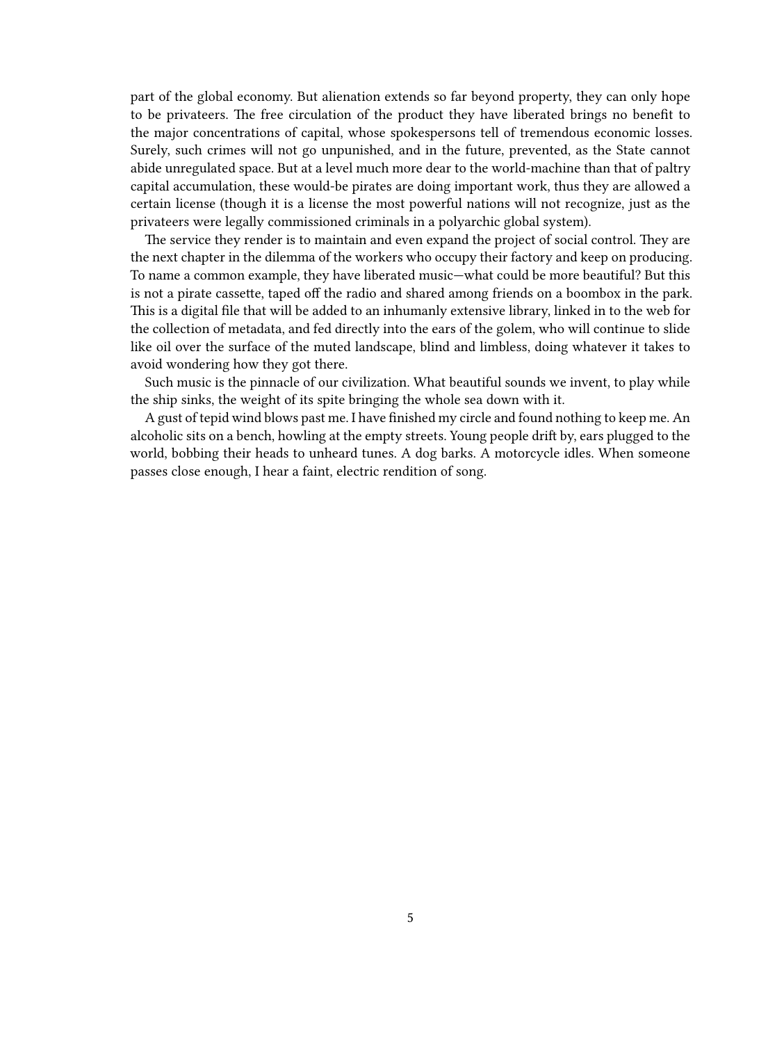part of the global economy. But alienation extends so far beyond property, they can only hope to be privateers. The free circulation of the product they have liberated brings no benefit to the major concentrations of capital, whose spokespersons tell of tremendous economic losses. Surely, such crimes will not go unpunished, and in the future, prevented, as the State cannot abide unregulated space. But at a level much more dear to the world-machine than that of paltry capital accumulation, these would-be pirates are doing important work, thus they are allowed a certain license (though it is a license the most powerful nations will not recognize, just as the privateers were legally commissioned criminals in a polyarchic global system).

The service they render is to maintain and even expand the project of social control. They are the next chapter in the dilemma of the workers who occupy their factory and keep on producing. To name a common example, they have liberated music—what could be more beautiful? But this is not a pirate cassette, taped off the radio and shared among friends on a boombox in the park. This is a digital file that will be added to an inhumanly extensive library, linked in to the web for the collection of metadata, and fed directly into the ears of the golem, who will continue to slide like oil over the surface of the muted landscape, blind and limbless, doing whatever it takes to avoid wondering how they got there.

Such music is the pinnacle of our civilization. What beautiful sounds we invent, to play while the ship sinks, the weight of its spite bringing the whole sea down with it.

A gust of tepid wind blows past me. I have finished my circle and found nothing to keep me. An alcoholic sits on a bench, howling at the empty streets. Young people drift by, ears plugged to the world, bobbing their heads to unheard tunes. A dog barks. A motorcycle idles. When someone passes close enough, I hear a faint, electric rendition of song.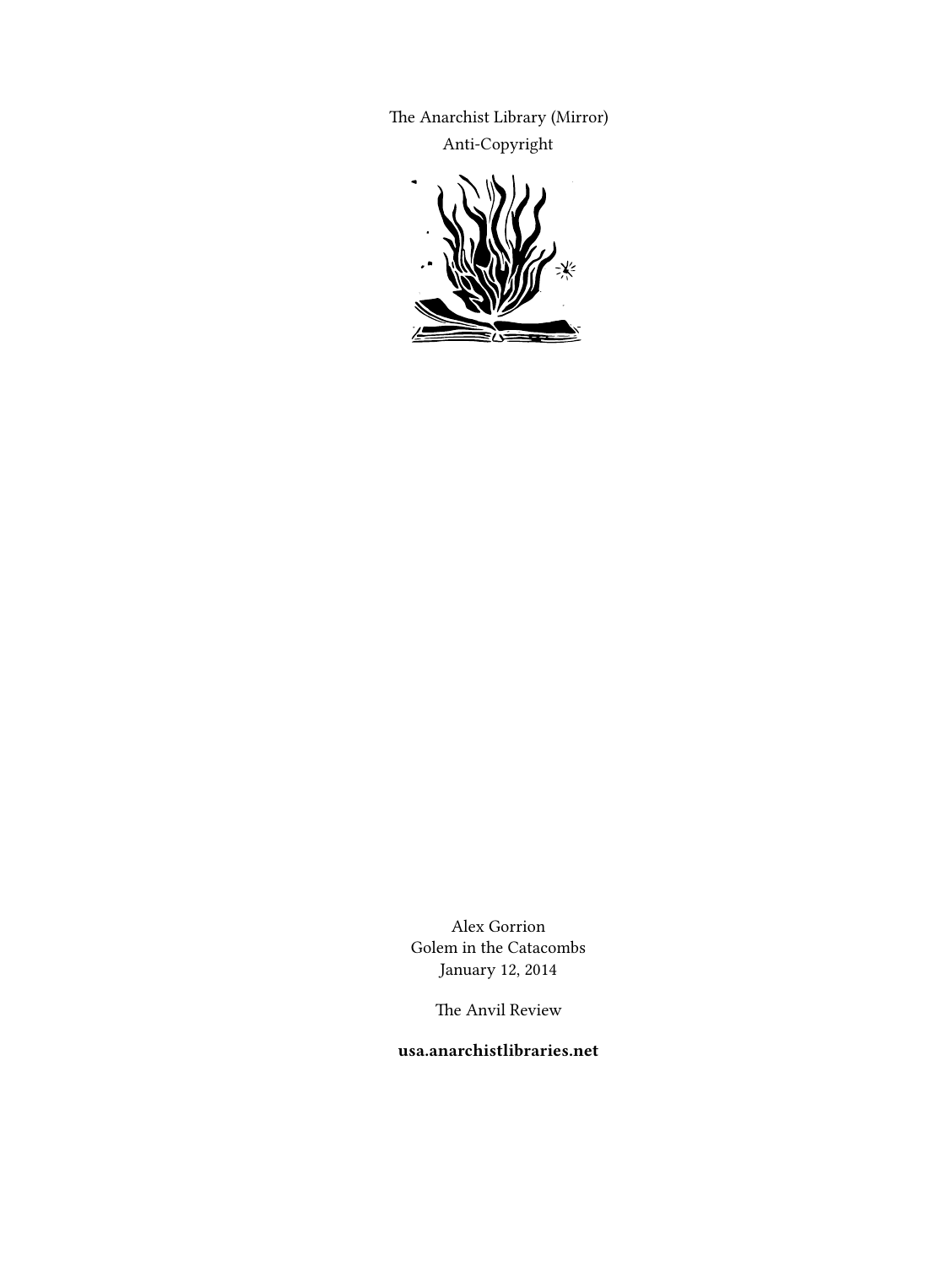The Anarchist Library (Mirror)
Anti-Copyright

Alex Gorrion
Golem in the Catacombs
January 12, 2014

The Anvil Review

**usa.anarchistlibraries.net**